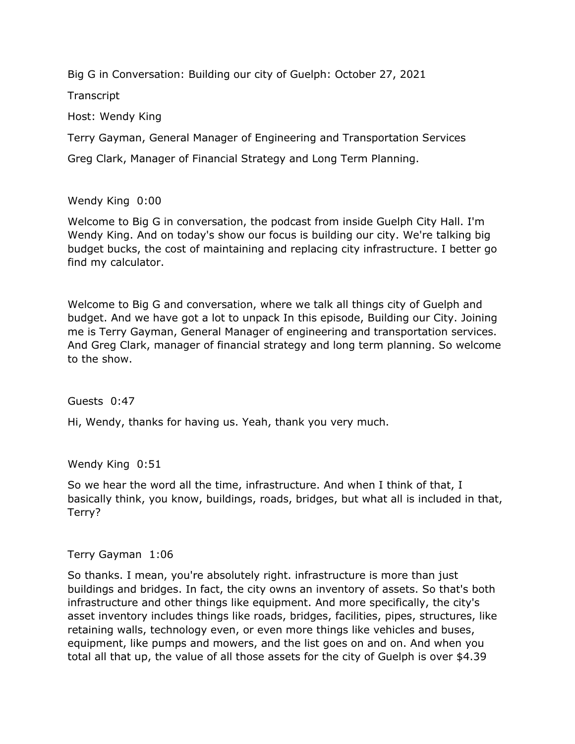Big G in Conversation: Building our city of Guelph: October 27, 2021

Transcript

Host: Wendy King

Terry Gayman, General Manager of Engineering and Transportation Services

Greg Clark, Manager of Financial Strategy and Long Term Planning.

Wendy King 0:00

Welcome to Big G in conversation, the podcast from inside Guelph City Hall. I'm Wendy King. And on today's show our focus is building our city. We're talking big budget bucks, the cost of maintaining and replacing city infrastructure. I better go find my calculator.

Welcome to Big G and conversation, where we talk all things city of Guelph and budget. And we have got a lot to unpack In this episode, Building our City. Joining me is Terry Gayman, General Manager of engineering and transportation services. And Greg Clark, manager of financial strategy and long term planning. So welcome to the show.

Guests 0:47

Hi, Wendy, thanks for having us. Yeah, thank you very much.

Wendy King 0:51

So we hear the word all the time, infrastructure. And when I think of that, I basically think, you know, buildings, roads, bridges, but what all is included in that, Terry?

Terry Gayman 1:06

So thanks. I mean, you're absolutely right. infrastructure is more than just buildings and bridges. In fact, the city owns an inventory of assets. So that's both infrastructure and other things like equipment. And more specifically, the city's asset inventory includes things like roads, bridges, facilities, pipes, structures, like retaining walls, technology even, or even more things like vehicles and buses, equipment, like pumps and mowers, and the list goes on and on. And when you total all that up, the value of all those assets for the city of Guelph is over $4.39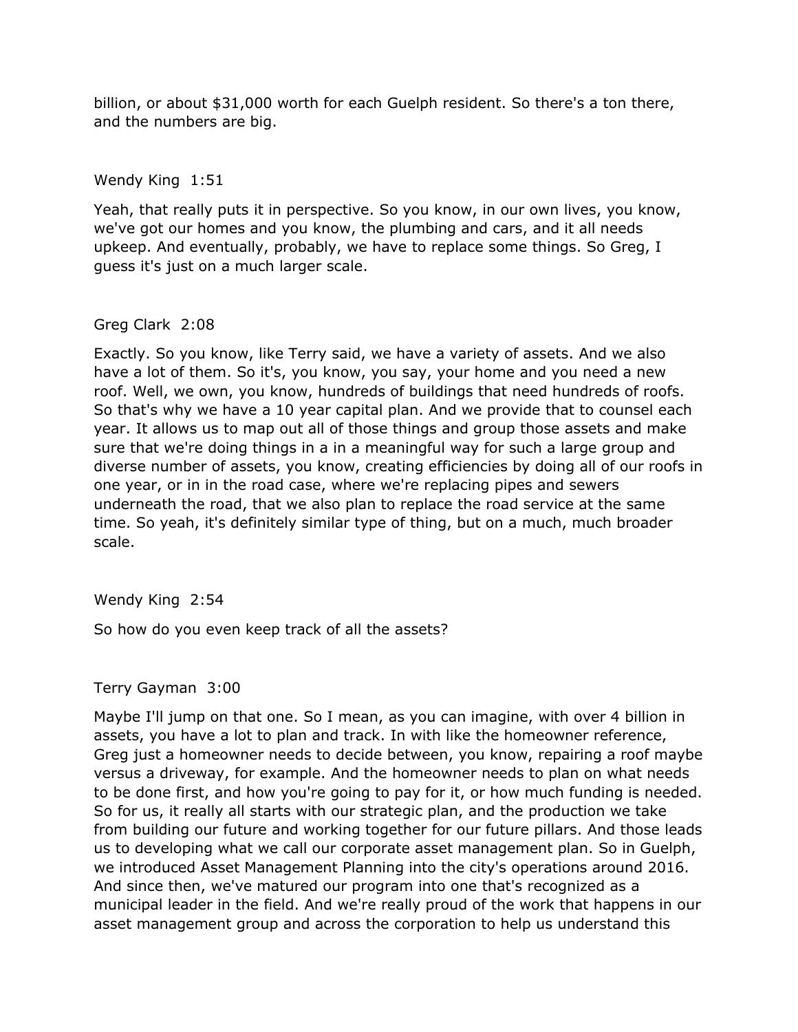billion, or about $31,000 worth for each Guelph resident. So there's a ton there, and the numbers are big.

Wendy King 1:51

Yeah, that really puts it in perspective. So you know, in our own lives, you know, we've got our homes and you know, the plumbing and cars, and it all needs upkeep. And eventually, probably, we have to replace some things. So Greg, I guess it's just on a much larger scale.

Greg Clark 2:08

Exactly. So you know, like Terry said, we have a variety of assets. And we also have a lot of them. So it's, you know, you say, your home and you need a new roof. Well, we own, you know, hundreds of buildings that need hundreds of roofs. So that's why we have a 10 year capital plan. And we provide that to counsel each year. It allows us to map out all of those things and group those assets and make sure that we're doing things in a in a meaningful way for such a large group and diverse number of assets, you know, creating efficiencies by doing all of our roofs in one year, or in in the road case, where we're replacing pipes and sewers underneath the road, that we also plan to replace the road service at the same time. So yeah, it's definitely similar type of thing, but on a much, much broader scale.

Wendy King 2:54

So how do you even keep track of all the assets?

Terry Gayman 3:00

Maybe I'll jump on that one. So I mean, as you can imagine, with over 4 billion in assets, you have a lot to plan and track. In with like the homeowner reference, Greg just a homeowner needs to decide between, you know, repairing a roof maybe versus a driveway, for example. And the homeowner needs to plan on what needs to be done first, and how you're going to pay for it, or how much funding is needed. So for us, it really all starts with our strategic plan, and the production we take from building our future and working together for our future pillars. And those leads us to developing what we call our corporate asset management plan. So in Guelph, we introduced Asset Management Planning into the city's operations around 2016. And since then, we've matured our program into one that's recognized as a municipal leader in the field. And we're really proud of the work that happens in our asset management group and across the corporation to help us understand this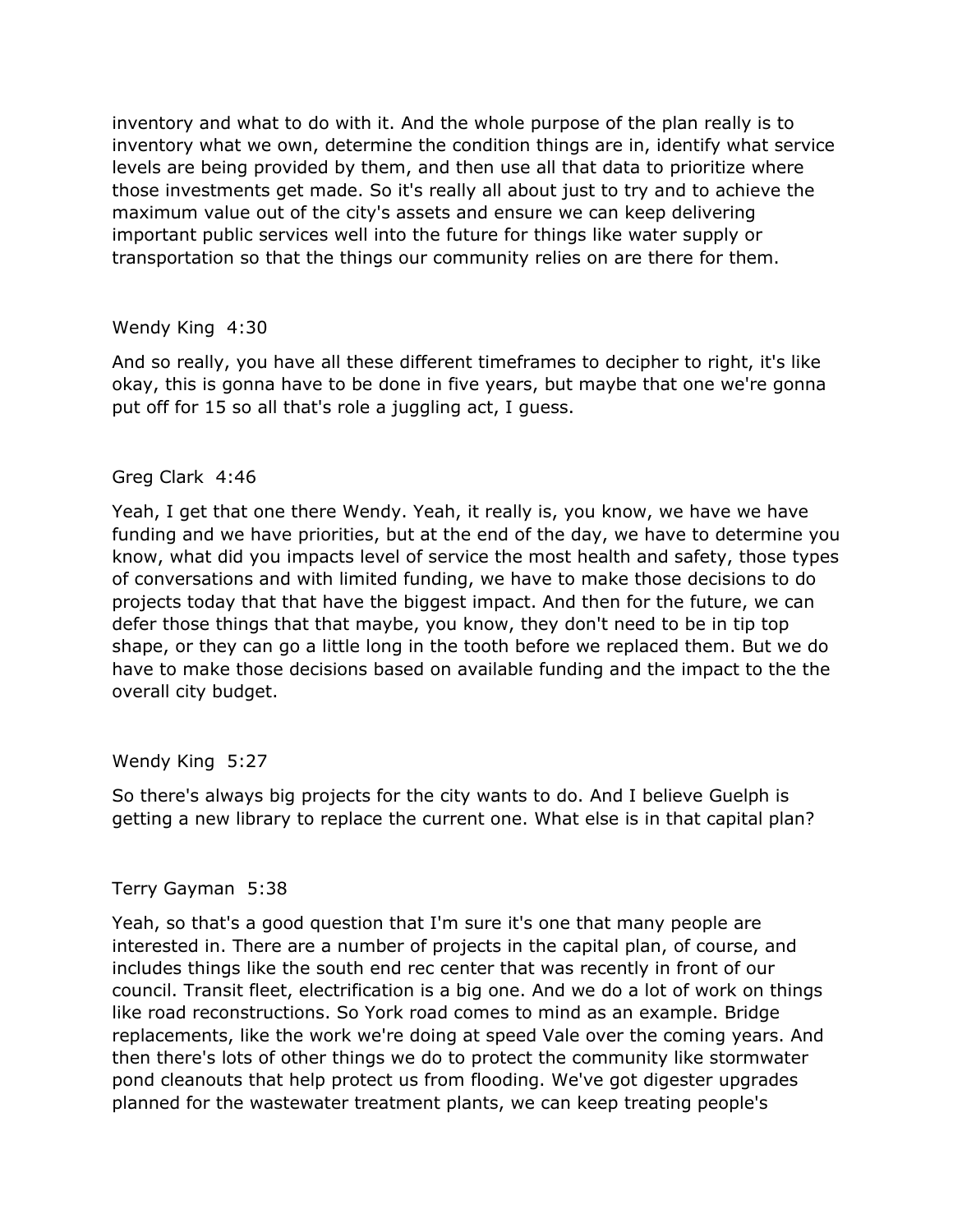inventory and what to do with it. And the whole purpose of the plan really is to inventory what we own, determine the condition things are in, identify what service levels are being provided by them, and then use all that data to prioritize where those investments get made. So it's really all about just to try and to achieve the maximum value out of the city's assets and ensure we can keep delivering important public services well into the future for things like water supply or transportation so that the things our community relies on are there for them.

Wendy King 4:30

And so really, you have all these different timeframes to decipher to right, it's like okay, this is gonna have to be done in five years, but maybe that one we're gonna put off for 15 so all that's role a juggling act, I guess.

Greg Clark 4:46

Yeah, I get that one there Wendy. Yeah, it really is, you know, we have we have funding and we have priorities, but at the end of the day, we have to determine you know, what did you impacts level of service the most health and safety, those types of conversations and with limited funding, we have to make those decisions to do projects today that that have the biggest impact. And then for the future, we can defer those things that that maybe, you know, they don't need to be in tip top shape, or they can go a little long in the tooth before we replaced them. But we do have to make those decisions based on available funding and the impact to the the overall city budget.

Wendy King 5:27

So there's always big projects for the city wants to do. And I believe Guelph is getting a new library to replace the current one. What else is in that capital plan?

Terry Gayman 5:38

Yeah, so that's a good question that I'm sure it's one that many people are interested in. There are a number of projects in the capital plan, of course, and includes things like the south end rec center that was recently in front of our council. Transit fleet, electrification is a big one. And we do a lot of work on things like road reconstructions. So York road comes to mind as an example. Bridge replacements, like the work we're doing at speed Vale over the coming years. And then there's lots of other things we do to protect the community like stormwater pond cleanouts that help protect us from flooding. We've got digester upgrades planned for the wastewater treatment plants, we can keep treating people's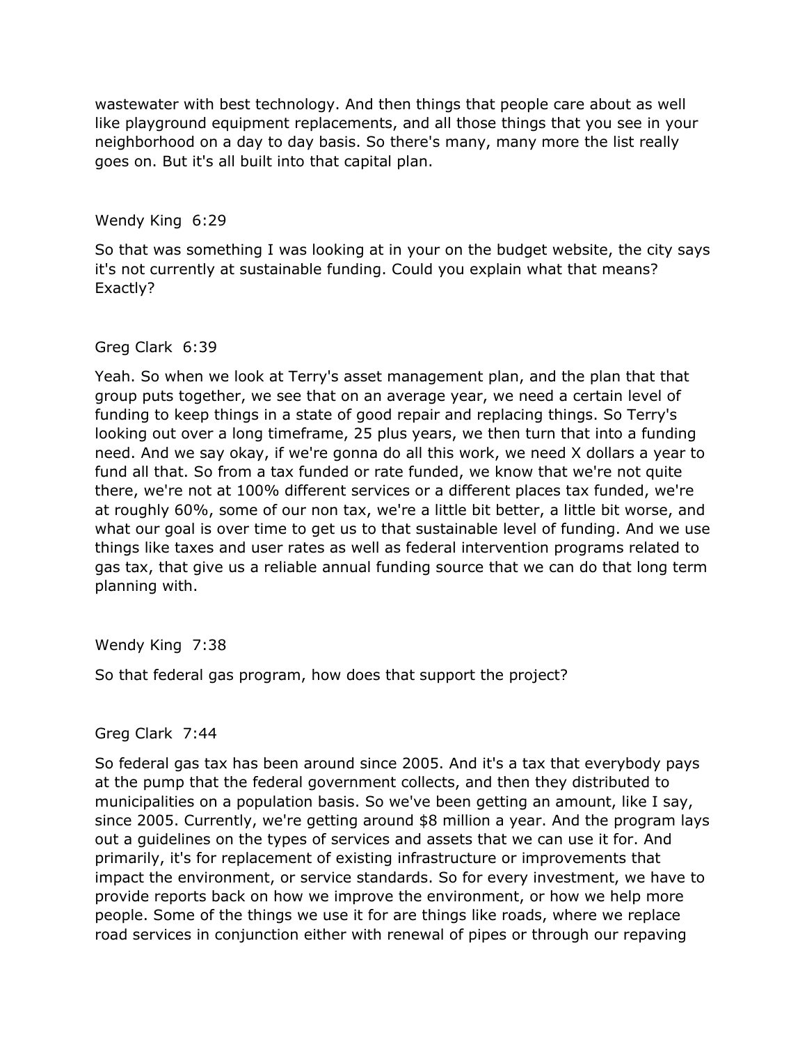wastewater with best technology. And then things that people care about as well like playground equipment replacements, and all those things that you see in your neighborhood on a day to day basis. So there's many, many more the list really goes on. But it's all built into that capital plan.

Wendy King 6:29

So that was something I was looking at in your on the budget website, the city says it's not currently at sustainable funding. Could you explain what that means? Exactly?

Greg Clark 6:39

Yeah. So when we look at Terry's asset management plan, and the plan that that group puts together, we see that on an average year, we need a certain level of funding to keep things in a state of good repair and replacing things. So Terry's looking out over a long timeframe, 25 plus years, we then turn that into a funding need. And we say okay, if we're gonna do all this work, we need X dollars a year to fund all that. So from a tax funded or rate funded, we know that we're not quite there, we're not at 100% different services or a different places tax funded, we're at roughly 60%, some of our non tax, we're a little bit better, a little bit worse, and what our goal is over time to get us to that sustainable level of funding. And we use things like taxes and user rates as well as federal intervention programs related to gas tax, that give us a reliable annual funding source that we can do that long term planning with.

Wendy King 7:38

So that federal gas program, how does that support the project?

Greg Clark 7:44

So federal gas tax has been around since 2005. And it's a tax that everybody pays at the pump that the federal government collects, and then they distributed to municipalities on a population basis. So we've been getting an amount, like I say, since 2005. Currently, we're getting around $8 million a year. And the program lays out a guidelines on the types of services and assets that we can use it for. And primarily, it's for replacement of existing infrastructure or improvements that impact the environment, or service standards. So for every investment, we have to provide reports back on how we improve the environment, or how we help more people. Some of the things we use it for are things like roads, where we replace road services in conjunction either with renewal of pipes or through our repaving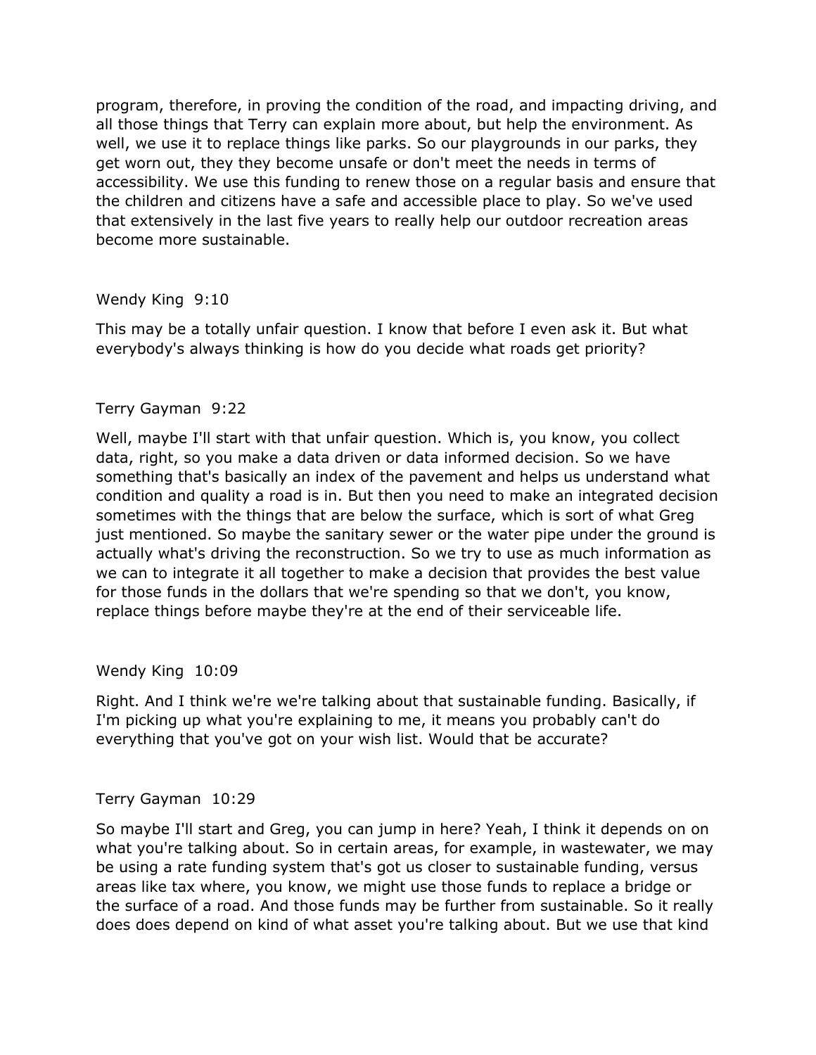program, therefore, in proving the condition of the road, and impacting driving, and all those things that Terry can explain more about, but help the environment. As well, we use it to replace things like parks. So our playgrounds in our parks, they get worn out, they they become unsafe or don't meet the needs in terms of accessibility. We use this funding to renew those on a regular basis and ensure that the children and citizens have a safe and accessible place to play. So we've used that extensively in the last five years to really help our outdoor recreation areas become more sustainable.

Wendy King 9:10

This may be a totally unfair question. I know that before I even ask it. But what everybody's always thinking is how do you decide what roads get priority?

Terry Gayman 9:22

Well, maybe I'll start with that unfair question. Which is, you know, you collect data, right, so you make a data driven or data informed decision. So we have something that's basically an index of the pavement and helps us understand what condition and quality a road is in. But then you need to make an integrated decision sometimes with the things that are below the surface, which is sort of what Greg just mentioned. So maybe the sanitary sewer or the water pipe under the ground is actually what's driving the reconstruction. So we try to use as much information as we can to integrate it all together to make a decision that provides the best value for those funds in the dollars that we're spending so that we don't, you know, replace things before maybe they're at the end of their serviceable life.

Wendy King 10:09

Right. And I think we're we're talking about that sustainable funding. Basically, if I'm picking up what you're explaining to me, it means you probably can't do everything that you've got on your wish list. Would that be accurate?

Terry Gayman 10:29

So maybe I'll start and Greg, you can jump in here? Yeah, I think it depends on on what you're talking about. So in certain areas, for example, in wastewater, we may be using a rate funding system that's got us closer to sustainable funding, versus areas like tax where, you know, we might use those funds to replace a bridge or the surface of a road. And those funds may be further from sustainable. So it really does does depend on kind of what asset you're talking about. But we use that kind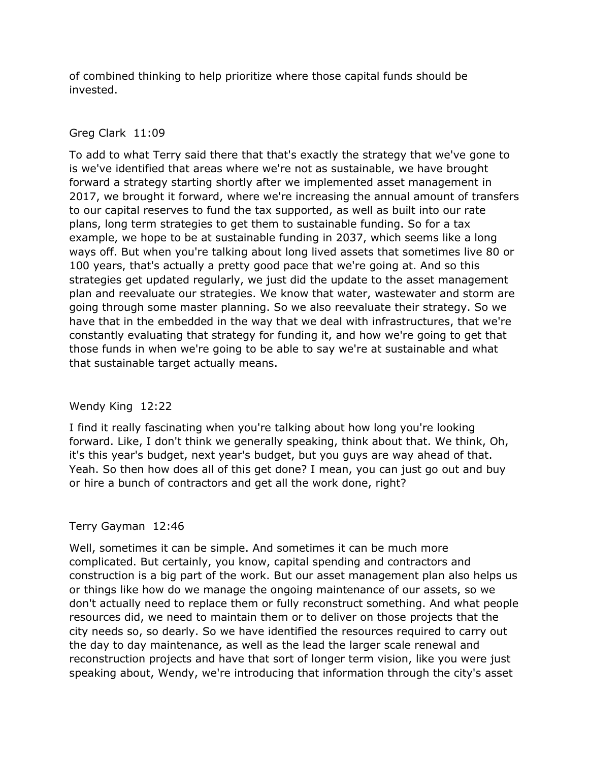of combined thinking to help prioritize where those capital funds should be invested.

Greg Clark  11:09

To add to what Terry said there that that's exactly the strategy that we've gone to is we've identified that areas where we're not as sustainable, we have brought forward a strategy starting shortly after we implemented asset management in 2017, we brought it forward, where we're increasing the annual amount of transfers to our capital reserves to fund the tax supported, as well as built into our rate plans, long term strategies to get them to sustainable funding. So for a tax example, we hope to be at sustainable funding in 2037, which seems like a long ways off. But when you're talking about long lived assets that sometimes live 80 or 100 years, that's actually a pretty good pace that we're going at. And so this strategies get updated regularly, we just did the update to the asset management plan and reevaluate our strategies. We know that water, wastewater and storm are going through some master planning. So we also reevaluate their strategy. So we have that in the embedded in the way that we deal with infrastructures, that we're constantly evaluating that strategy for funding it, and how we're going to get that those funds in when we're going to be able to say we're at sustainable and what that sustainable target actually means.

Wendy King  12:22

I find it really fascinating when you're talking about how long you're looking forward. Like, I don't think we generally speaking, think about that. We think, Oh, it's this year's budget, next year's budget, but you guys are way ahead of that. Yeah. So then how does all of this get done? I mean, you can just go out and buy or hire a bunch of contractors and get all the work done, right?

Terry Gayman  12:46

Well, sometimes it can be simple. And sometimes it can be much more complicated. But certainly, you know, capital spending and contractors and construction is a big part of the work. But our asset management plan also helps us or things like how do we manage the ongoing maintenance of our assets, so we don't actually need to replace them or fully reconstruct something. And what people resources did, we need to maintain them or to deliver on those projects that the city needs so, so dearly. So we have identified the resources required to carry out the day to day maintenance, as well as the lead the larger scale renewal and reconstruction projects and have that sort of longer term vision, like you were just speaking about, Wendy, we're introducing that information through the city's asset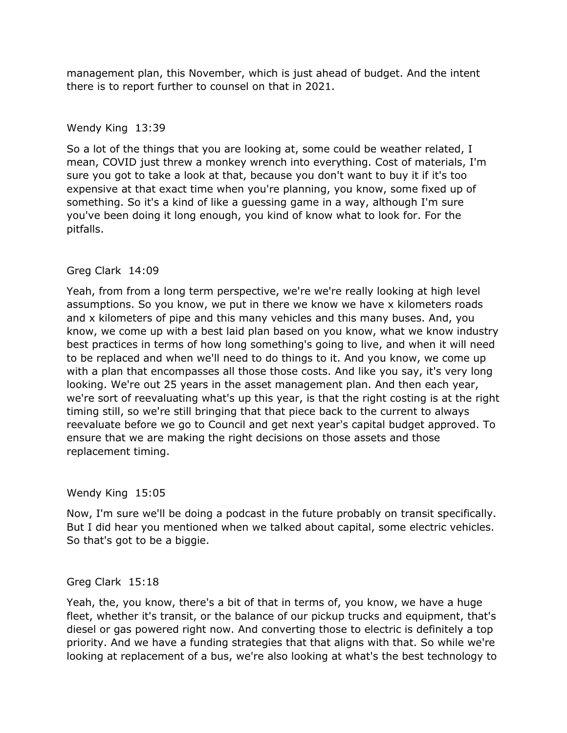management plan, this November, which is just ahead of budget. And the intent there is to report further to counsel on that in 2021.

Wendy King 13:39

So a lot of the things that you are looking at, some could be weather related, I mean, COVID just threw a monkey wrench into everything. Cost of materials, I'm sure you got to take a look at that, because you don't want to buy it if it's too expensive at that exact time when you're planning, you know, some fixed up of something. So it's a kind of like a guessing game in a way, although I'm sure you've been doing it long enough, you kind of know what to look for. For the pitfalls.

Greg Clark 14:09

Yeah, from from a long term perspective, we're we're really looking at high level assumptions. So you know, we put in there we know we have x kilometers roads and x kilometers of pipe and this many vehicles and this many buses. And, you know, we come up with a best laid plan based on you know, what we know industry best practices in terms of how long something's going to live, and when it will need to be replaced and when we'll need to do things to it. And you know, we come up with a plan that encompasses all those those costs. And like you say, it's very long looking. We're out 25 years in the asset management plan. And then each year, we're sort of reevaluating what's up this year, is that the right costing is at the right timing still, so we're still bringing that that piece back to the current to always reevaluate before we go to Council and get next year's capital budget approved. To ensure that we are making the right decisions on those assets and those replacement timing.

Wendy King 15:05

Now, I'm sure we'll be doing a podcast in the future probably on transit specifically. But I did hear you mentioned when we talked about capital, some electric vehicles. So that's got to be a biggie.

Greg Clark 15:18

Yeah, the, you know, there's a bit of that in terms of, you know, we have a huge fleet, whether it's transit, or the balance of our pickup trucks and equipment, that's diesel or gas powered right now. And converting those to electric is definitely a top priority. And we have a funding strategies that that aligns with that. So while we're looking at replacement of a bus, we're also looking at what's the best technology to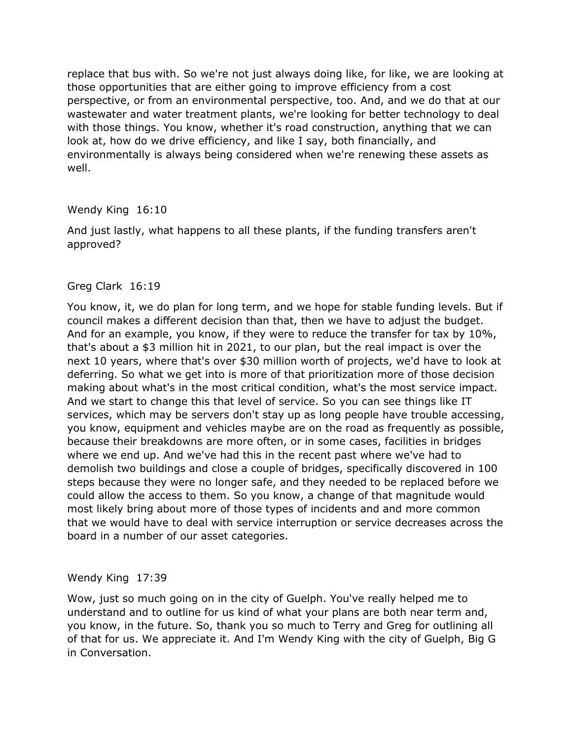replace that bus with. So we're not just always doing like, for like, we are looking at those opportunities that are either going to improve efficiency from a cost perspective, or from an environmental perspective, too. And, and we do that at our wastewater and water treatment plants, we're looking for better technology to deal with those things. You know, whether it's road construction, anything that we can look at, how do we drive efficiency, and like I say, both financially, and environmentally is always being considered when we're renewing these assets as well.

Wendy King 16:10

And just lastly, what happens to all these plants, if the funding transfers aren't approved?

Greg Clark 16:19

You know, it, we do plan for long term, and we hope for stable funding levels. But if council makes a different decision than that, then we have to adjust the budget. And for an example, you know, if they were to reduce the transfer for tax by 10%, that's about a $3 million hit in 2021, to our plan, but the real impact is over the next 10 years, where that's over $30 million worth of projects, we'd have to look at deferring. So what we get into is more of that prioritization more of those decision making about what's in the most critical condition, what's the most service impact. And we start to change this that level of service. So you can see things like IT services, which may be servers don't stay up as long people have trouble accessing, you know, equipment and vehicles maybe are on the road as frequently as possible, because their breakdowns are more often, or in some cases, facilities in bridges where we end up. And we've had this in the recent past where we've had to demolish two buildings and close a couple of bridges, specifically discovered in 100 steps because they were no longer safe, and they needed to be replaced before we could allow the access to them. So you know, a change of that magnitude would most likely bring about more of those types of incidents and and more common that we would have to deal with service interruption or service decreases across the board in a number of our asset categories.

Wendy King 17:39

Wow, just so much going on in the city of Guelph. You've really helped me to understand and to outline for us kind of what your plans are both near term and, you know, in the future. So, thank you so much to Terry and Greg for outlining all of that for us. We appreciate it. And I'm Wendy King with the city of Guelph, Big G in Conversation.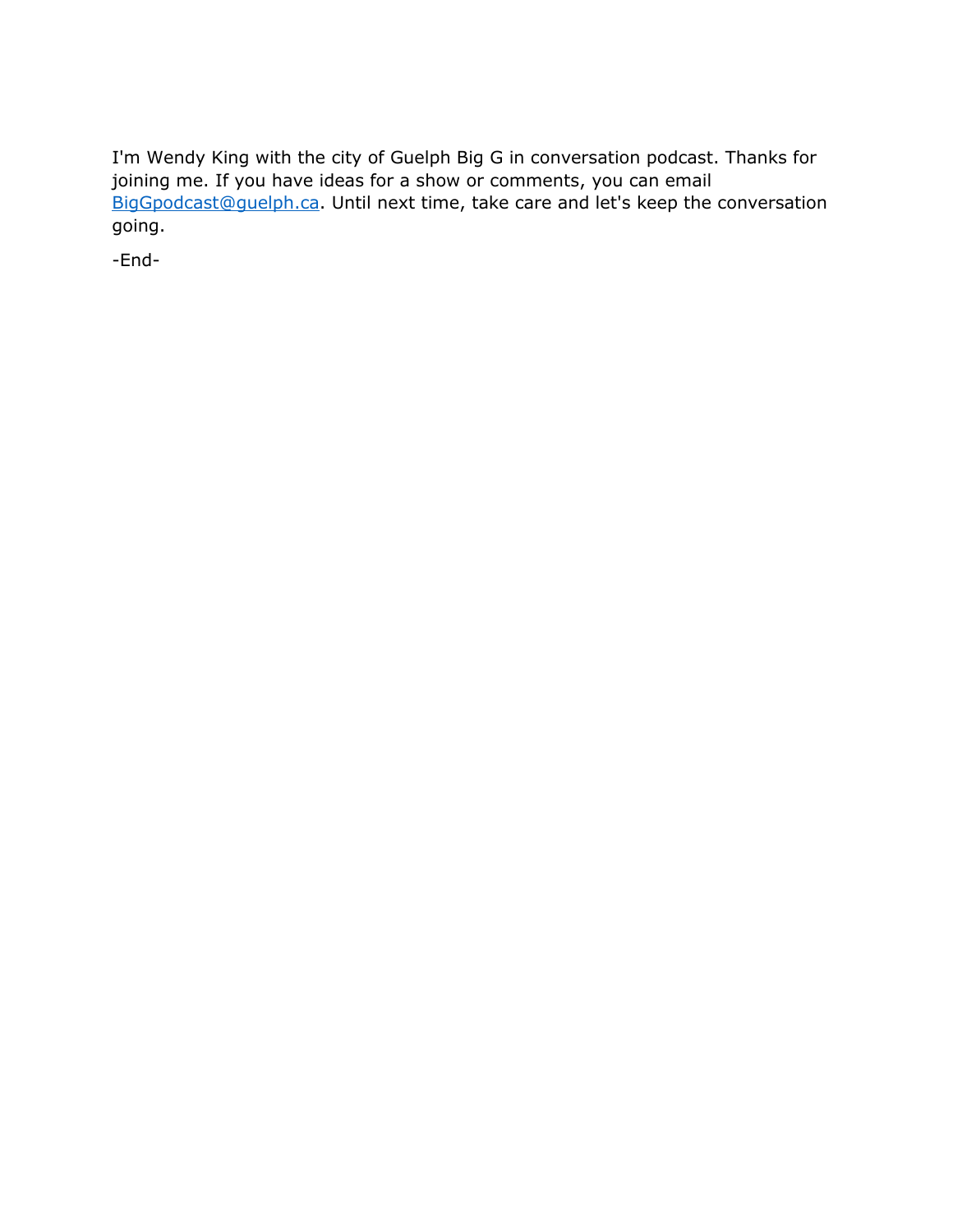I'm Wendy King with the city of Guelph Big G in conversation podcast. Thanks for joining me. If you have ideas for a show or comments, you can email BigGpodcast@guelph.ca. Until next time, take care and let's keep the conversation going.

-End-